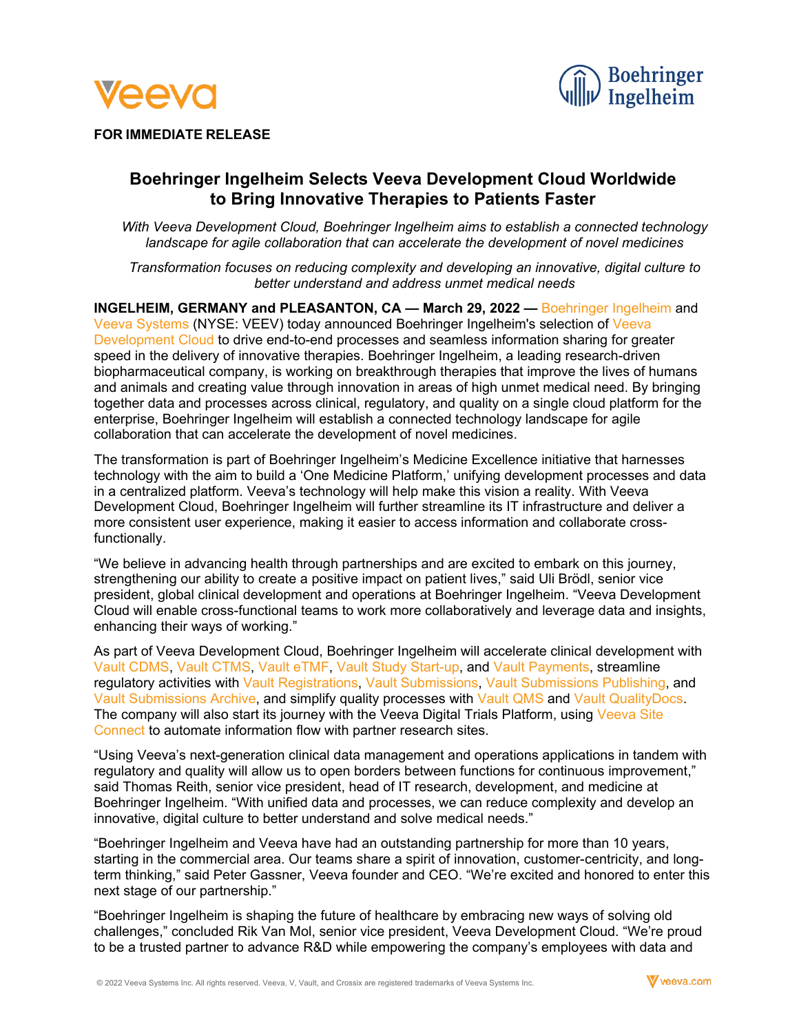**FOR IMMEDIATE RELEASE**

# Boehringer Ingelheim Selects Veeva Development Cloud Worldwide to Bring Innovative Therapies to Patients Faster

*With Veeva Development Cloud, Boehringer Ingelheim aims to establish a connected technology landscape for agile collaboration that can accelerate the development of novel medicines*

*Transformation focuses on reducing complexity and developing an innovative, digital culture to better understand and address unmet medical needs*

**INGELHEIM, GERMANY and PLEASANTON, CA — March 29, 2022 —** Boehringer Ingelheim and Veeva Systems (NYSE: VEEV) today announced Boehringer Ingelheim's selection of Veeva Development Cloud to drive end-to-end processes and seamless information sharing for greater speed in the delivery of innovative therapies. Boehringer Ingelheim, a leading research-driven biopharmaceutical company, is working on breakthrough therapies that improve the lives of humans and animals and creating value through innovation in areas of high unmet medical need. By bringing together data and processes across clinical, regulatory, and quality on a single cloud platform for the enterprise, Boehringer Ingelheim will establish a connected technology landscape for agile collaboration that can accelerate the development of novel medicines.

The transformation is part of Boehringer Ingelheim's Medicine Excellence initiative that harnesses technology with the aim to build a 'One Medicine Platform,' unifying development processes and data in a centralized platform. Veeva's technology will help make this vision a reality. With Veeva Development Cloud, Boehringer Ingelheim will further streamline its IT infrastructure and deliver a more consistent user experience, making it easier to access information and collaborate cross-functionally.

"We believe in advancing health through partnerships and are excited to embark on this journey, strengthening our ability to create a positive impact on patient lives," said Uli Brödl, senior vice president, global clinical development and operations at Boehringer Ingelheim. "Veeva Development Cloud will enable cross-functional teams to work more collaboratively and leverage data and insights, enhancing their ways of working."

As part of Veeva Development Cloud, Boehringer Ingelheim will accelerate clinical development with Vault CDMS, Vault CTMS, Vault eTMF, Vault Study Start-up, and Vault Payments, streamline regulatory activities with Vault Registrations, Vault Submissions, Vault Submissions Publishing, and Vault Submissions Archive, and simplify quality processes with Vault QMS and Vault QualityDocs. The company will also start its journey with the Veeva Digital Trials Platform, using Veeva Site Connect to automate information flow with partner research sites.

"Using Veeva's next-generation clinical data management and operations applications in tandem with regulatory and quality will allow us to open borders between functions for continuous improvement," said Thomas Reith, senior vice president, head of IT research, development, and medicine at Boehringer Ingelheim. "With unified data and processes, we can reduce complexity and develop an innovative, digital culture to better understand and solve medical needs."

"Boehringer Ingelheim and Veeva have had an outstanding partnership for more than 10 years, starting in the commercial area. Our teams share a spirit of innovation, customer-centricity, and long-term thinking," said Peter Gassner, Veeva founder and CEO. "We're excited and honored to enter this next stage of our partnership."

"Boehringer Ingelheim is shaping the future of healthcare by embracing new ways of solving old challenges," concluded Rik Van Mol, senior vice president, Veeva Development Cloud. "We're proud to be a trusted partner to advance R&D while empowering the company's employees with data and

© 2022 Veeva Systems Inc. All rights reserved. Veeva, V, Vault, and Crossix are registered trademarks of Veeva Systems Inc.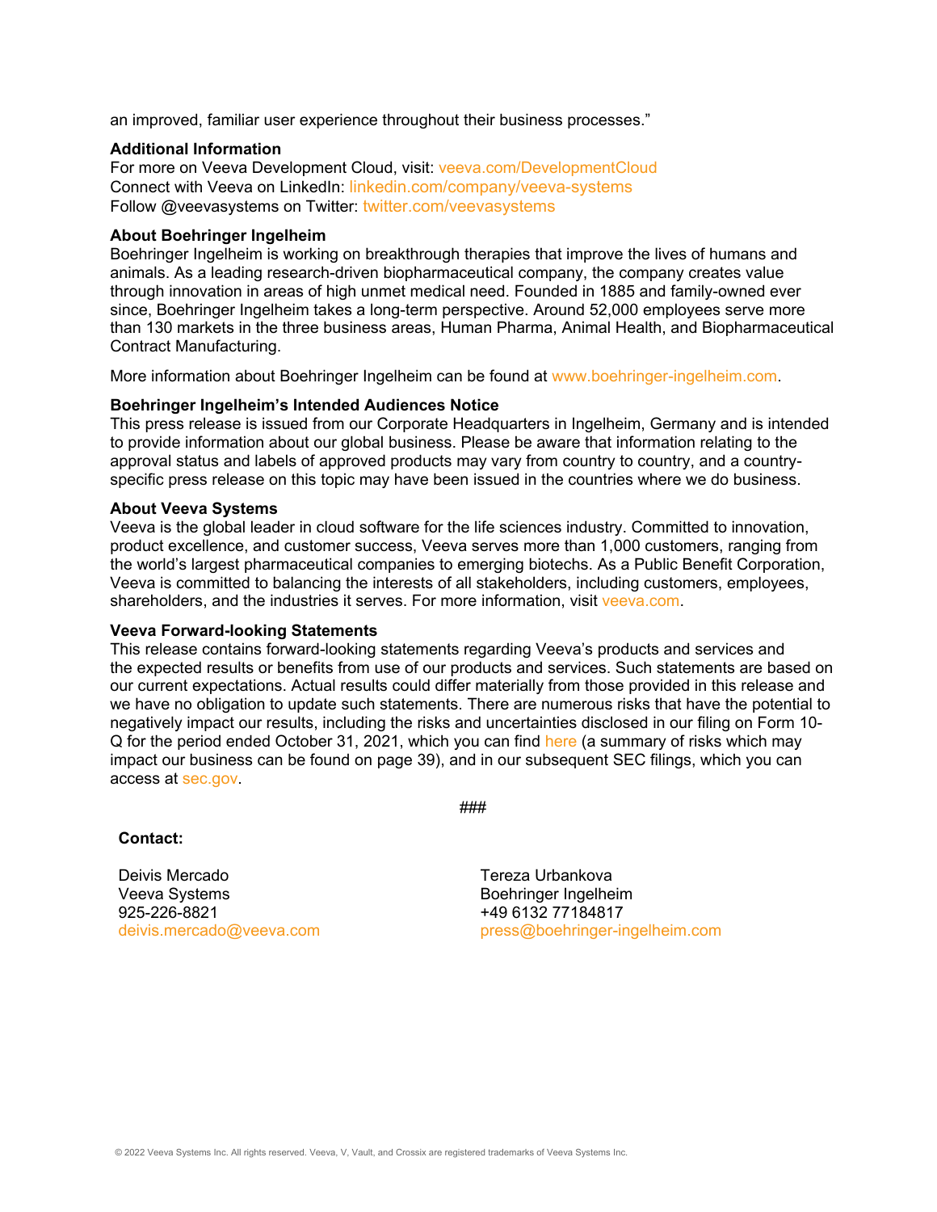an improved, familiar user experience throughout their business processes."

**Additional Information**
For more on Veeva Development Cloud, visit: veeva.com/DevelopmentCloud
Connect with Veeva on LinkedIn: linkedin.com/company/veeva-systems
Follow @veevasystems on Twitter: twitter.com/veevasystems

**About Boehringer Ingelheim**
Boehringer Ingelheim is working on breakthrough therapies that improve the lives of humans and animals. As a leading research-driven biopharmaceutical company, the company creates value through innovation in areas of high unmet medical need. Founded in 1885 and family-owned ever since, Boehringer Ingelheim takes a long-term perspective. Around 52,000 employees serve more than 130 markets in the three business areas, Human Pharma, Animal Health, and Biopharmaceutical Contract Manufacturing.

More information about Boehringer Ingelheim can be found at www.boehringer-ingelheim.com.

**Boehringer Ingelheim's Intended Audiences Notice**
This press release is issued from our Corporate Headquarters in Ingelheim, Germany and is intended to provide information about our global business. Please be aware that information relating to the approval status and labels of approved products may vary from country to country, and a country-specific press release on this topic may have been issued in the countries where we do business.

**About Veeva Systems**
Veeva is the global leader in cloud software for the life sciences industry. Committed to innovation, product excellence, and customer success, Veeva serves more than 1,000 customers, ranging from the world's largest pharmaceutical companies to emerging biotechs. As a Public Benefit Corporation, Veeva is committed to balancing the interests of all stakeholders, including customers, employees, shareholders, and the industries it serves. For more information, visit veeva.com.

**Veeva Forward-looking Statements**
This release contains forward-looking statements regarding Veeva's products and services and the expected results or benefits from use of our products and services. Such statements are based on our current expectations. Actual results could differ materially from those provided in this release and we have no obligation to update such statements. There are numerous risks that have the potential to negatively impact our results, including the risks and uncertainties disclosed in our filing on Form 10-Q for the period ended October 31, 2021, which you can find here (a summary of risks which may impact our business can be found on page 39), and in our subsequent SEC filings, which you can access at sec.gov.

###

**Contact:**

Deivis Mercado
Veeva Systems
925-226-8821
deivis.mercado@veeva.com

Tereza Urbankova
Boehringer Ingelheim
+49 6132 77184817
press@boehringer-ingelheim.com

© 2022 Veeva Systems Inc. All rights reserved. Veeva, V, Vault, and Crossix are registered trademarks of Veeva Systems Inc.